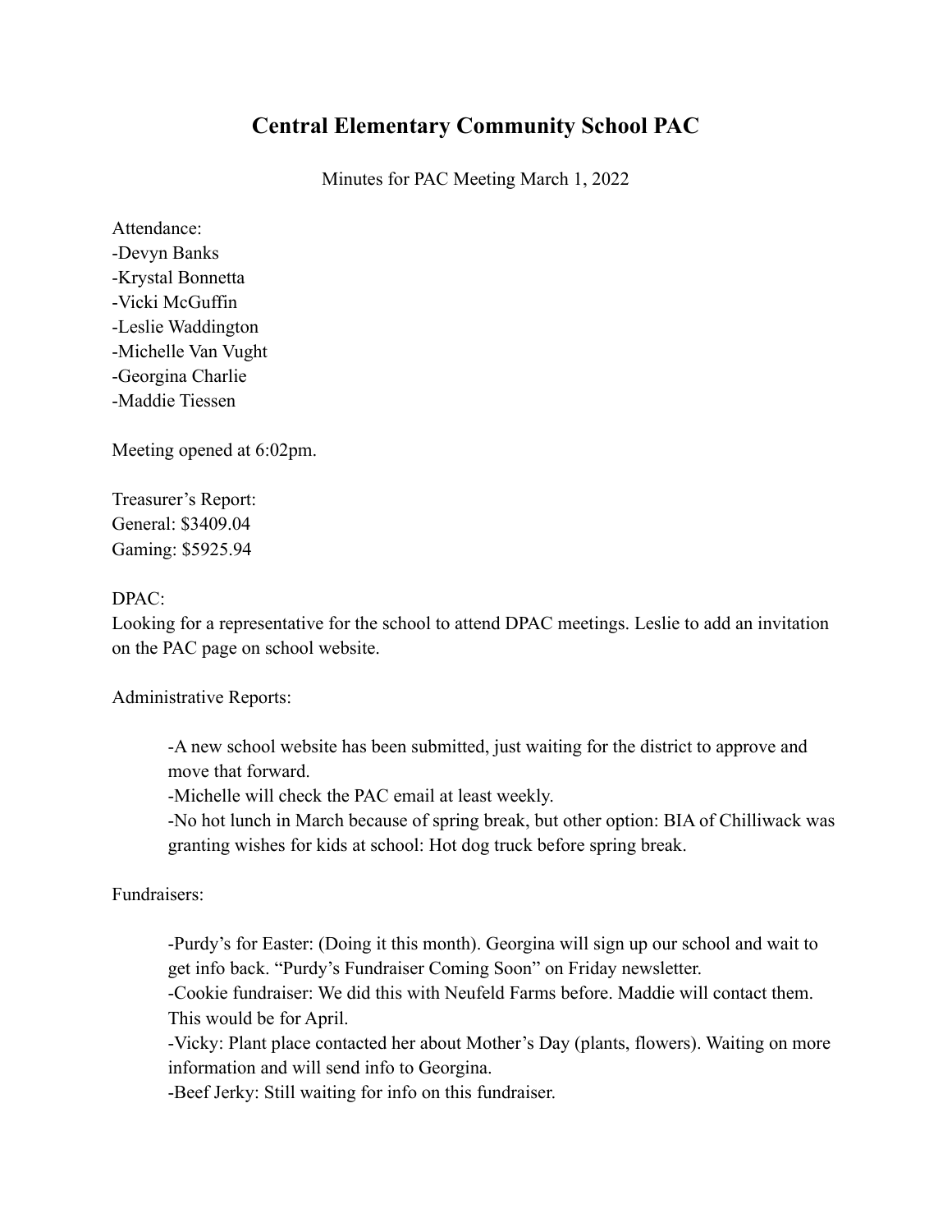# Central Elementary Community School PAC

Minutes for PAC Meeting March 1, 2022

Attendance:
-Devyn Banks
-Krystal Bonnetta
-Vicki McGuffin
-Leslie Waddington
-Michelle Van Vught
-Georgina Charlie
-Maddie Tiessen

Meeting opened at 6:02pm.

Treasurer's Report:
General: $3409.04
Gaming: $5925.94

DPAC:
Looking for a representative for the school to attend DPAC meetings. Leslie to add an invitation on the PAC page on school website.

Administrative Reports:

> -A new school website has been submitted, just waiting for the district to approve and move that forward.
> -Michelle will check the PAC email at least weekly.
> -No hot lunch in March because of spring break, but other option: BIA of Chilliwack was granting wishes for kids at school: Hot dog truck before spring break.

Fundraisers:

> -Purdy's for Easter: (Doing it this month). Georgina will sign up our school and wait to get info back. "Purdy's Fundraiser Coming Soon" on Friday newsletter.
> -Cookie fundraiser: We did this with Neufeld Farms before. Maddie will contact them. This would be for April.
> -Vicky: Plant place contacted her about Mother's Day (plants, flowers). Waiting on more information and will send info to Georgina.
> -Beef Jerky: Still waiting for info on this fundraiser.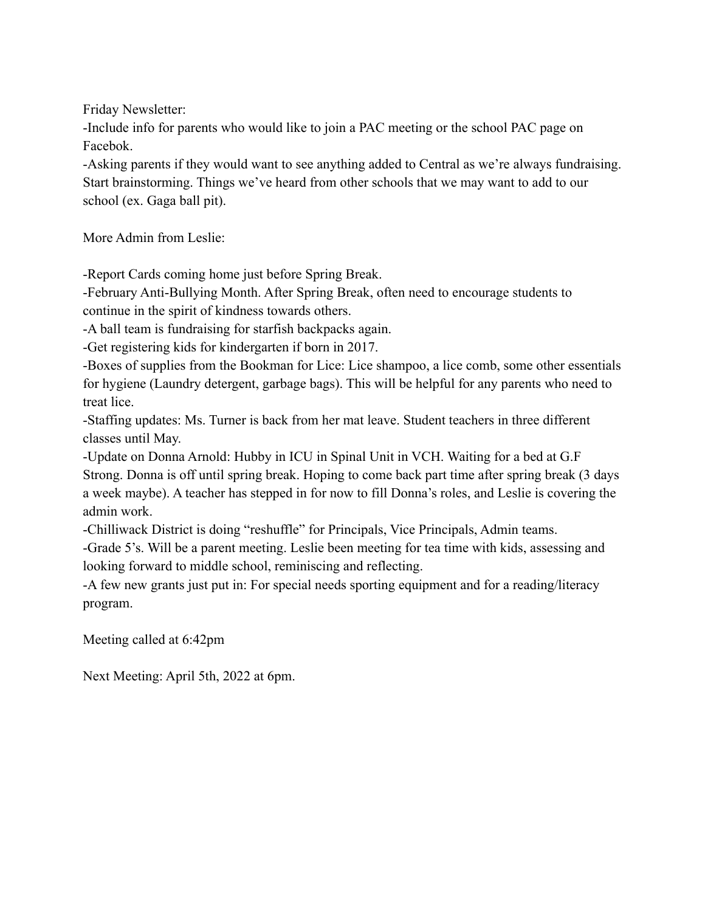Friday Newsletter:

-Include info for parents who would like to join a PAC meeting or the school PAC page on Facebok.

-Asking parents if they would want to see anything added to Central as we're always fundraising. Start brainstorming. Things we've heard from other schools that we may want to add to our school (ex. Gaga ball pit).

More Admin from Leslie:

-Report Cards coming home just before Spring Break.

-February Anti-Bullying Month. After Spring Break, often need to encourage students to continue in the spirit of kindness towards others.

-A ball team is fundraising for starfish backpacks again.

-Get registering kids for kindergarten if born in 2017.

-Boxes of supplies from the Bookman for Lice: Lice shampoo, a lice comb, some other essentials for hygiene (Laundry detergent, garbage bags). This will be helpful for any parents who need to treat lice.

-Staffing updates: Ms. Turner is back from her mat leave. Student teachers in three different classes until May.

-Update on Donna Arnold: Hubby in ICU in Spinal Unit in VCH. Waiting for a bed at G.F Strong. Donna is off until spring break. Hoping to come back part time after spring break (3 days a week maybe). A teacher has stepped in for now to fill Donna's roles, and Leslie is covering the admin work.

-Chilliwack District is doing "reshuffle" for Principals, Vice Principals, Admin teams.

-Grade 5's. Will be a parent meeting. Leslie been meeting for tea time with kids, assessing and looking forward to middle school, reminiscing and reflecting.

-A few new grants just put in: For special needs sporting equipment and for a reading/literacy program.

Meeting called at 6:42pm

Next Meeting: April 5th, 2022 at 6pm.